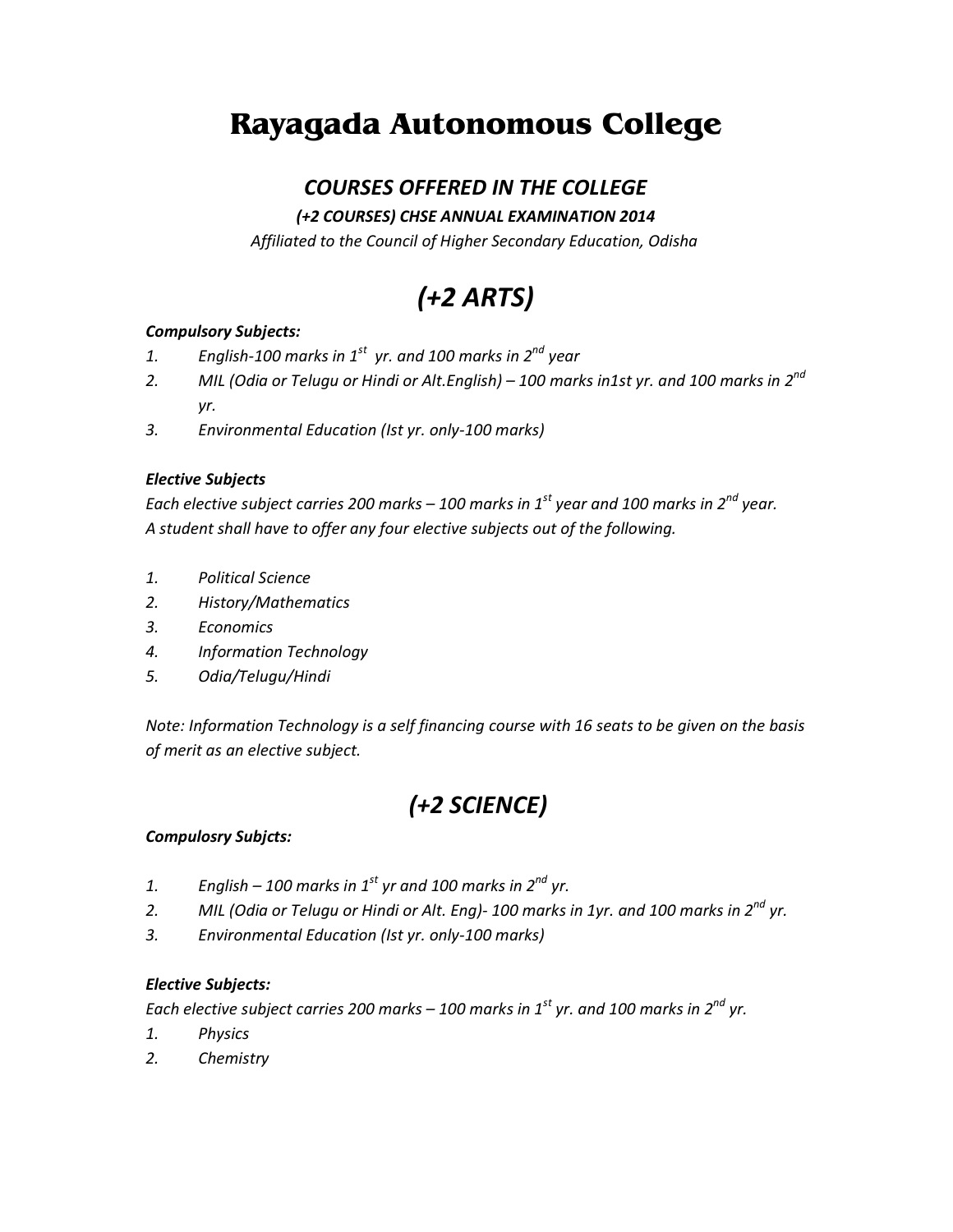# Rayagada Autonomous College

## *COURSES OFFERED IN THE COLLEGE*

***(+2 COURSES) CHSE ANNUAL EXAMINATION 2014***

*Affiliated to the Council of Higher Secondary Education, Odisha*

## *(+2 ARTS)*

***Compulsory Subjects:***

1. *English-100 marks in 1st yr. and 100 marks in 2nd year*
2. *MIL (Odia or Telugu or Hindi or Alt.English) – 100 marks in1st yr. and 100 marks in 2nd yr.*
3. *Environmental Education (Ist yr. only-100 marks)*

***Elective Subjects***

*Each elective subject carries 200 marks – 100 marks in 1st year and 100 marks in 2nd year. A student shall have to offer any four elective subjects out of the following.*

1. *Political Science*
2. *History/Mathematics*
3. *Economics*
4. *Information Technology*
5. *Odia/Telugu/Hindi*

*Note: Information Technology is a self financing course with 16 seats to be given on the basis of merit as an elective subject.*

## *(+2 SCIENCE)*

***Compulosry Subjcts:***

1. *English – 100 marks in 1st yr and 100 marks in 2nd yr.*
2. *MIL (Odia or Telugu or Hindi or Alt. Eng)- 100 marks in 1yr. and 100 marks in 2nd yr.*
3. *Environmental Education (Ist yr. only-100 marks)*

***Elective Subjects:***

*Each elective subject carries 200 marks – 100 marks in 1st yr. and 100 marks in 2nd yr.*

1. *Physics*
2. *Chemistry*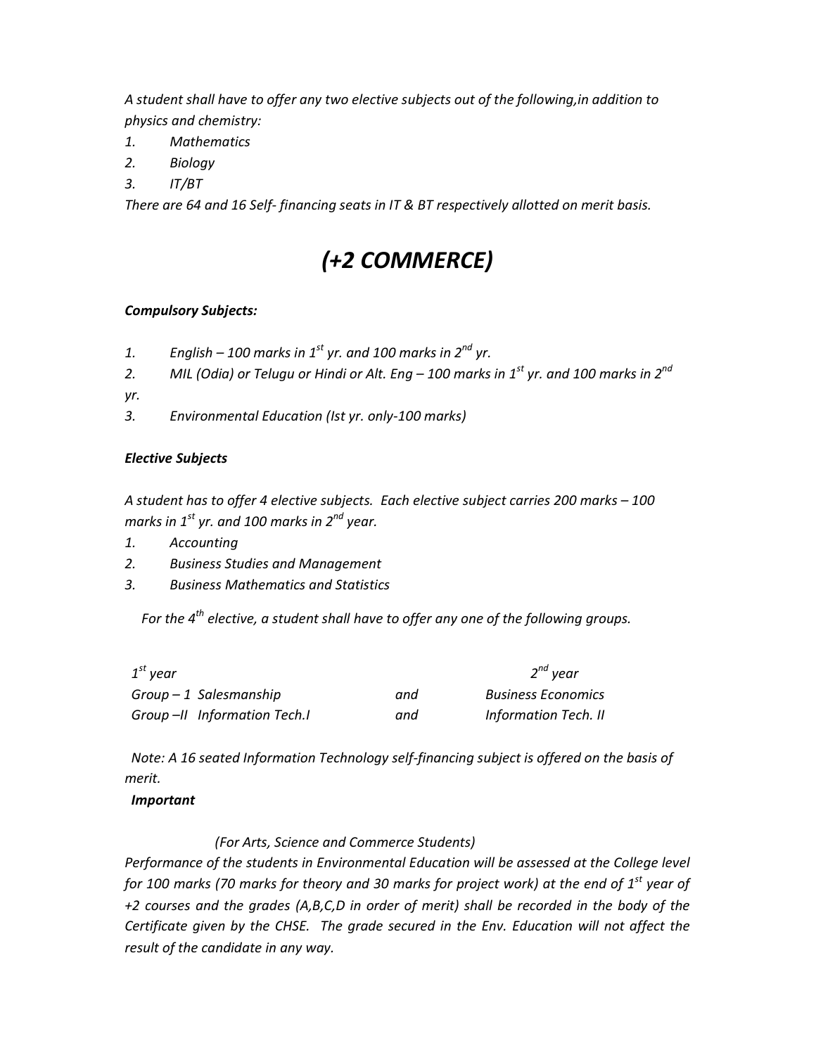*A student shall have to offer any two elective subjects out of the following,in addition to physics and chemistry:*

1. *Mathematics*
2. *Biology*
3. *IT/BT*

*There are 64 and 16 Self- financing seats in IT & BT respectively allotted on merit basis.*

# *(+2 COMMERCE)*

***Compulsory Subjects:***

1. *English – 100 marks in 1st yr. and 100 marks in 2nd yr.*
2. *MIL (Odia) or Telugu or Hindi or Alt. Eng – 100 marks in 1st yr. and 100 marks in 2nd yr.*
3. *Environmental Education (Ist yr. only-100 marks)*

***Elective Subjects***

*A student has to offer 4 elective subjects. Each elective subject carries 200 marks – 100 marks in 1st yr. and 100 marks in 2nd year.*

1. *Accounting*
2. *Business Studies and Management*
3. *Business Mathematics and Statistics*

*For the 4th elective, a student shall have to offer any one of the following groups.*

| *1st year* | | *2nd year* |
|---|---|---|
| *Group – 1 Salesmanship* | *and* | *Business Economics* |
| *Group –II Information Tech.I* | *and* | *Information Tech. II* |

*Note: A 16 seated Information Technology self-financing subject is offered on the basis of merit.*

***Important***

*(For Arts, Science and Commerce Students)*

*Performance of the students in Environmental Education will be assessed at the College level for 100 marks (70 marks for theory and 30 marks for project work) at the end of 1st year of +2 courses and the grades (A,B,C,D in order of merit) shall be recorded in the body of the Certificate given by the CHSE. The grade secured in the Env. Education will not affect the result of the candidate in any way.*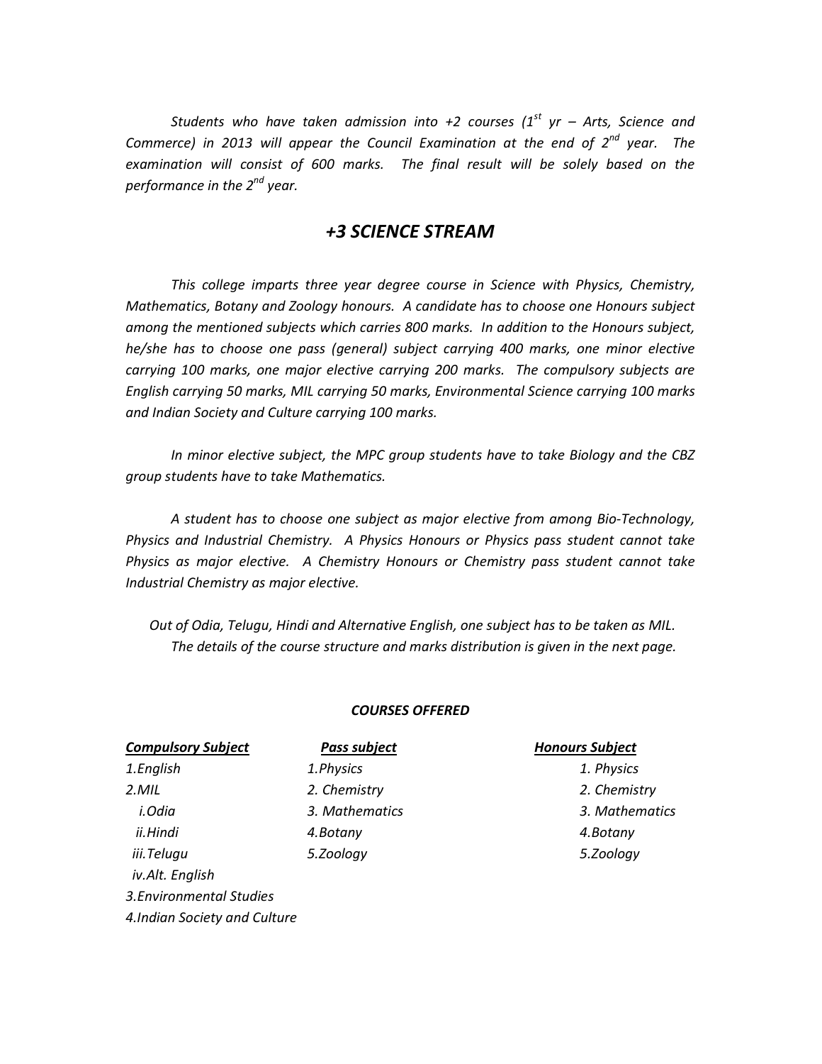*Students who have taken admission into +2 courses (1st yr – Arts, Science and Commerce) in 2013 will appear the Council Examination at the end of 2nd year. The examination will consist of 600 marks. The final result will be solely based on the performance in the 2nd year.*

## *+3 SCIENCE STREAM*

*This college imparts three year degree course in Science with Physics, Chemistry, Mathematics, Botany and Zoology honours. A candidate has to choose one Honours subject among the mentioned subjects which carries 800 marks. In addition to the Honours subject, he/she has to choose one pass (general) subject carrying 400 marks, one minor elective carrying 100 marks, one major elective carrying 200 marks. The compulsory subjects are English carrying 50 marks, MIL carrying 50 marks, Environmental Science carrying 100 marks and Indian Society and Culture carrying 100 marks.*

*In minor elective subject, the MPC group students have to take Biology and the CBZ group students have to take Mathematics.*

*A student has to choose one subject as major elective from among Bio-Technology, Physics and Industrial Chemistry. A Physics Honours or Physics pass student cannot take Physics as major elective. A Chemistry Honours or Chemistry pass student cannot take Industrial Chemistry as major elective.*

*Out of Odia, Telugu, Hindi and Alternative English, one subject has to be taken as MIL.*

*The details of the course structure and marks distribution is given in the next page.*

### *COURSES OFFERED*

| *Compulsory Subject* | *Pass subject* | *Honours Subject* |
|---|---|---|
| *1.English* | *1.Physics* | *1. Physics* |
| *2.MIL* | *2. Chemistry* | *2. Chemistry* |
| *i.Odia* | *3. Mathematics* | *3. Mathematics* |
| *ii.Hindi* | *4.Botany* | *4.Botany* |
| *iii.Telugu* | *5.Zoology* | *5.Zoology* |
| *iv.Alt. English* | | |
| *3.Environmental Studies* | | |
| *4.Indian Society and Culture* | | |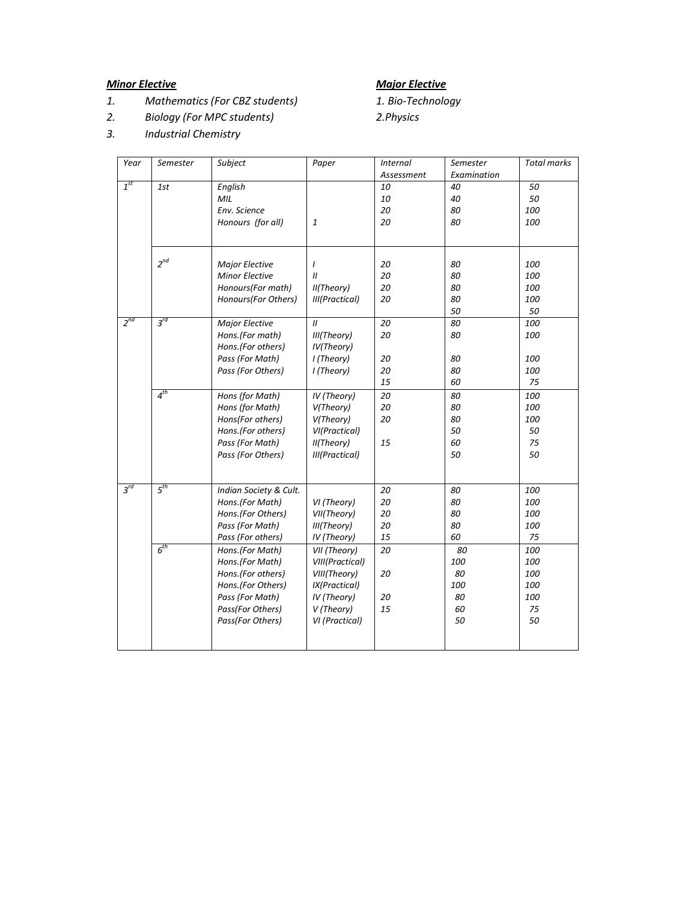***Minor Elective***

1. *Mathematics (For CBZ students)*
2. *Biology (For MPC students)*
3. *Industrial Chemistry*

***Major Elective***

1. *Bio-Technology*
2. *Physics*

| *Year* | *Semester* | *Subject* | *Paper* | *Internal Assessment* | *Semester Examination* | *Total marks* |
|---|---|---|---|---|---|---|
| *1st* | *1st* | *English* | | *10* | *40* | *50* |
| | | *MIL* | | *10* | *40* | *50* |
| | | *Env. Science* | | *20* | *80* | *100* |
| | | *Honours (for all)* | *1* | *20* | *80* | *100* |
| | *2nd* | *Major Elective* | *I* | *20* | *80* | *100* |
| | | *Minor Elective* | *II* | *20* | *80* | *100* |
| | | *Honours(For math)* | *II(Theory)* | *20* | *80* | *100* |
| | | *Honours(For Others)* | *III(Practical)* | *20* | *80* | *100* |
| | | | | | *50* | *50* |
| *2nd* | *3rd* | *Major Elective* | *II* | *20* | *80* | *100* |
| | | *Hons.(For math)* | *III(Theory)* | *20* | *80* | *100* |
| | | *Hons.(For others)* | *IV(Theory)* | | | |
| | | *Pass (For Math)* | *I (Theory)* | *20* | *80* | *100* |
| | | *Pass (For Others)* | *I (Theory)* | *20* | *80* | *100* |
| | | | | *15* | *60* | *75* |
| | *4th* | *Hons (for Math)* | *IV (Theory)* | *20* | *80* | *100* |
| | | *Hons (for Math)* | *V(Theory)* | *20* | *80* | *100* |
| | | *Hons(For others)* | *V(Theory)* | *20* | *80* | *100* |
| | | *Hons.(For others)* | *VI(Practical)* | | *50* | *50* |
| | | *Pass (For Math)* | *II(Theory)* | *15* | *60* | *75* |
| | | *Pass (For Others)* | *III(Practical)* | | *50* | *50* |
| *3rd* | *5th* | *Indian Society & Cult.* | | *20* | *80* | *100* |
| | | *Hons.(For Math)* | *VI (Theory)* | *20* | *80* | *100* |
| | | *Hons.(For Others)* | *VII(Theory)* | *20* | *80* | *100* |
| | | *Pass (For Math)* | *III(Theory)* | *20* | *80* | *100* |
| | | *Pass (For others)* | *IV (Theory)* | *15* | *60* | *75* |
| | *6th* | *Hons.(For Math)* | *VII (Theory)* | *20* | *80* | *100* |
| | | *Hons.(For Math)* | *VIII(Practical)* | | *100* | *100* |
| | | *Hons.(For others)* | *VIII(Theory)* | *20* | *80* | *100* |
| | | *Hons.(For Others)* | *IX(Practical)* | | *100* | *100* |
| | | *Pass (For Math)* | *IV (Theory)* | *20* | *80* | *100* |
| | | *Pass(For Others)* | *V (Theory)* | *15* | *60* | *75* |
| | | *Pass(For Others)* | *VI (Practical)* | | *50* | *50* |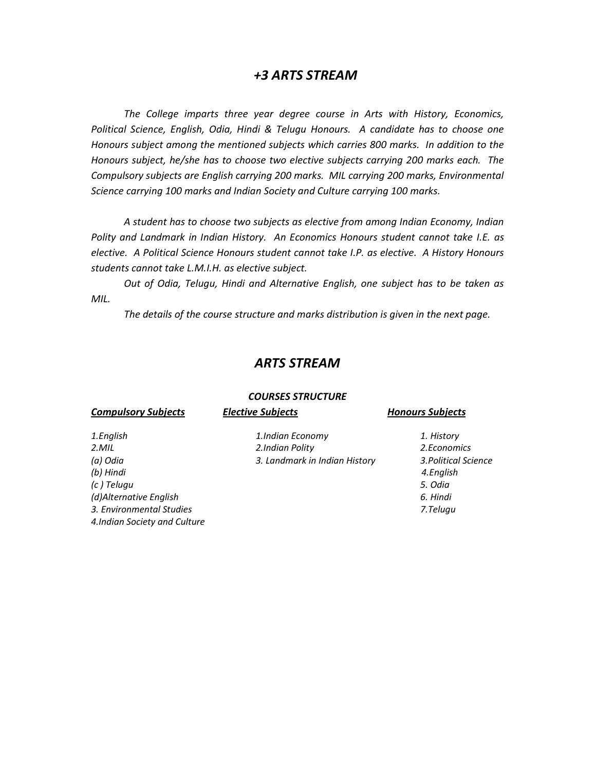# *+3 ARTS STREAM*

*The College imparts three year degree course in Arts with History, Economics, Political Science, English, Odia, Hindi & Telugu Honours. A candidate has to choose one Honours subject among the mentioned subjects which carries 800 marks. In addition to the Honours subject, he/she has to choose two elective subjects carrying 200 marks each. The Compulsory subjects are English carrying 200 marks. MIL carrying 200 marks, Environmental Science carrying 100 marks and Indian Society and Culture carrying 100 marks.*

*A student has to choose two subjects as elective from among Indian Economy, Indian Polity and Landmark in Indian History. An Economics Honours student cannot take I.E. as elective. A Political Science Honours student cannot take I.P. as elective. A History Honours students cannot take L.M.I.H. as elective subject.*

*Out of Odia, Telugu, Hindi and Alternative English, one subject has to be taken as MIL.*

*The details of the course structure and marks distribution is given in the next page.*

# *ARTS STREAM*

### *COURSES STRUCTURE*

| ***Compulsory Subjects*** | ***Elective Subjects*** | ***Honours Subjects*** |
|---|---|---|
| *1.English* | *1.Indian Economy* | *1. History* |
| *2.MIL* | *2.Indian Polity* | *2.Economics* |
| *(a) Odia* | *3. Landmark in Indian History* | *3.Political Science* |
| *(b) Hindi* | | *4.English* |
| *(c ) Telugu* | | *5. Odia* |
| *(d)Alternative English* | | *6. Hindi* |
| *3. Environmental Studies* | | *7.Telugu* |
| *4.Indian Society and Culture* | | |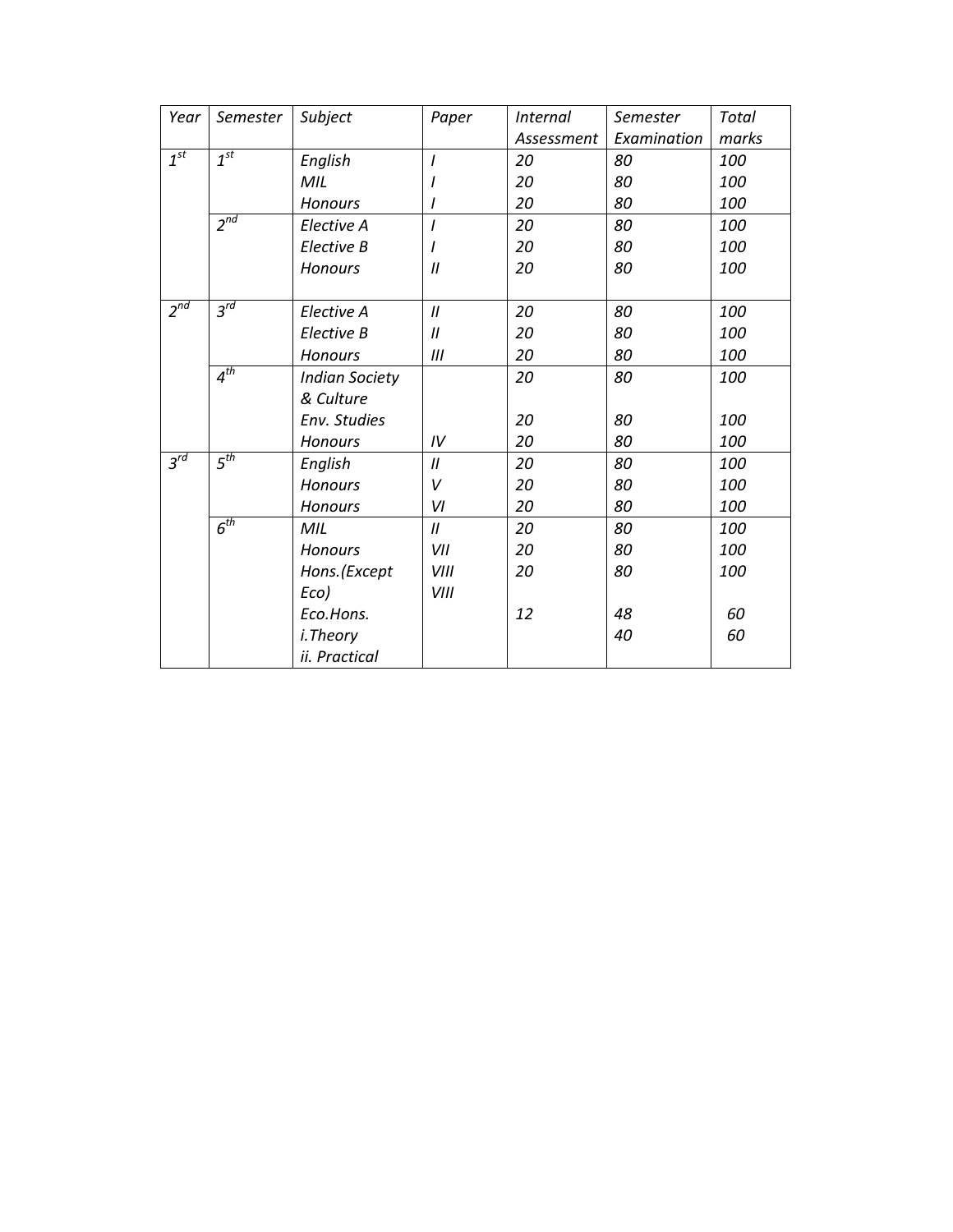| *Year* | *Semester* | *Subject* | *Paper* | *Internal Assessment* | *Semester Examination* | *Total marks* |
|---|---|---|---|---|---|---|
| *1st* | *1st* | *English* | *I* | *20* | *80* | *100* |
| | | *MIL* | *I* | *20* | *80* | *100* |
| | | *Honours* | *I* | *20* | *80* | *100* |
| | *2nd* | *Elective A* | *I* | *20* | *80* | *100* |
| | | *Elective B* | *I* | *20* | *80* | *100* |
| | | *Honours* | *II* | *20* | *80* | *100* |
| *2nd* | *3rd* | *Elective A* | *II* | *20* | *80* | *100* |
| | | *Elective B* | *II* | *20* | *80* | *100* |
| | | *Honours* | *III* | *20* | *80* | *100* |
| | *4th* | *Indian Society & Culture* | | *20* | *80* | *100* |
| | | *Env. Studies* | | *20* | *80* | *100* |
| | | *Honours* | *IV* | *20* | *80* | *100* |
| *3rd* | *5th* | *English* | *II* | *20* | *80* | *100* |
| | | *Honours* | *V* | *20* | *80* | *100* |
| | | *Honours* | *VI* | *20* | *80* | *100* |
| | *6th* | *MIL* | *II* | *20* | *80* | *100* |
| | | *Honours* | *VII* | *20* | *80* | *100* |
| | | *Hons.(Except Eco)* | *VIII* | *20* | *80* | *100* |
| | | *Eco.Hons.* | *VIII* | | | |
| | | *i.Theory* | | *12* | *48* | *60* |
| | | *ii. Practical* | | | *40* | *60* |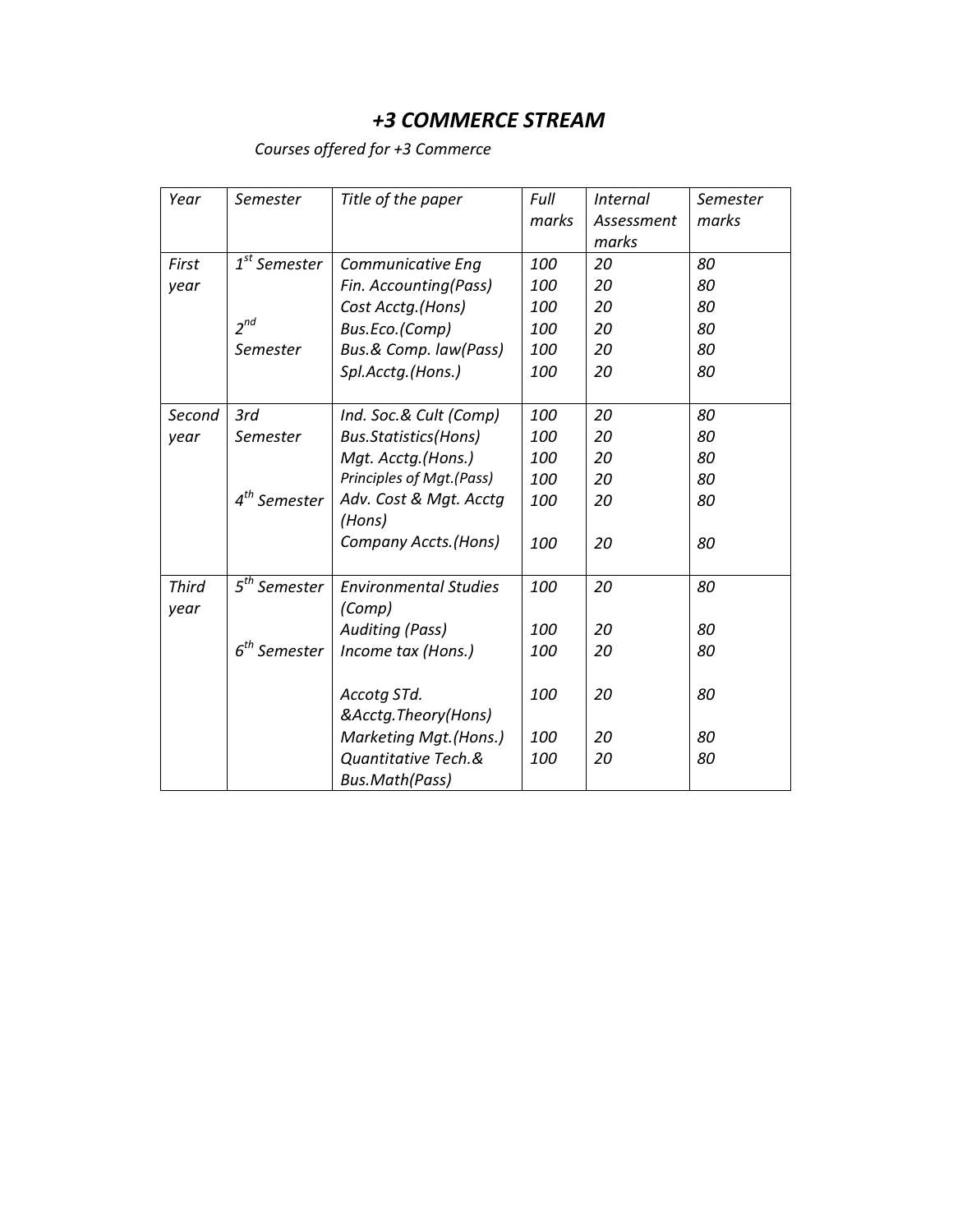# *+3 COMMERCE STREAM*

*Courses offered for +3 Commerce*

| *Year* | *Semester* | *Title of the paper* | *Full marks* | *Internal Assessment marks* | *Semester marks* |
|---|---|---|---|---|---|
| *First year* | *1st Semester* | *Communicative Eng* | *100* | *20* | *80* |
| | | *Fin. Accounting(Pass)* | *100* | *20* | *80* |
| | | *Cost Acctg.(Hons)* | *100* | *20* | *80* |
| | *2nd Semester* | *Bus.Eco.(Comp)* | *100* | *20* | *80* |
| | | *Bus.& Comp. law(Pass)* | *100* | *20* | *80* |
| | | *Spl.Acctg.(Hons.)* | *100* | *20* | *80* |
| *Second year* | *3rd Semester* | *Ind. Soc.& Cult (Comp)* | *100* | *20* | *80* |
| | | *Bus.Statistics(Hons)* | *100* | *20* | *80* |
| | | *Mgt. Acctg.(Hons.)* | *100* | *20* | *80* |
| | | *Principles of Mgt.(Pass)* | *100* | *20* | *80* |
| | *4th Semester* | *Adv. Cost & Mgt. Acctg (Hons)* | *100* | *20* | *80* |
| | | *Company Accts.(Hons)* | *100* | *20* | *80* |
| *Third year* | *5th Semester* | *Environmental Studies (Comp)* | *100* | *20* | *80* |
| | | *Auditing (Pass)* | *100* | *20* | *80* |
| | *6th Semester* | *Income tax (Hons.)* | *100* | *20* | *80* |
| | | *Accotg STd. &Acctg.Theory(Hons)* | *100* | *20* | *80* |
| | | *Marketing Mgt.(Hons.)* | *100* | *20* | *80* |
| | | *Quantitative Tech.& Bus.Math(Pass)* | *100* | *20* | *80* |